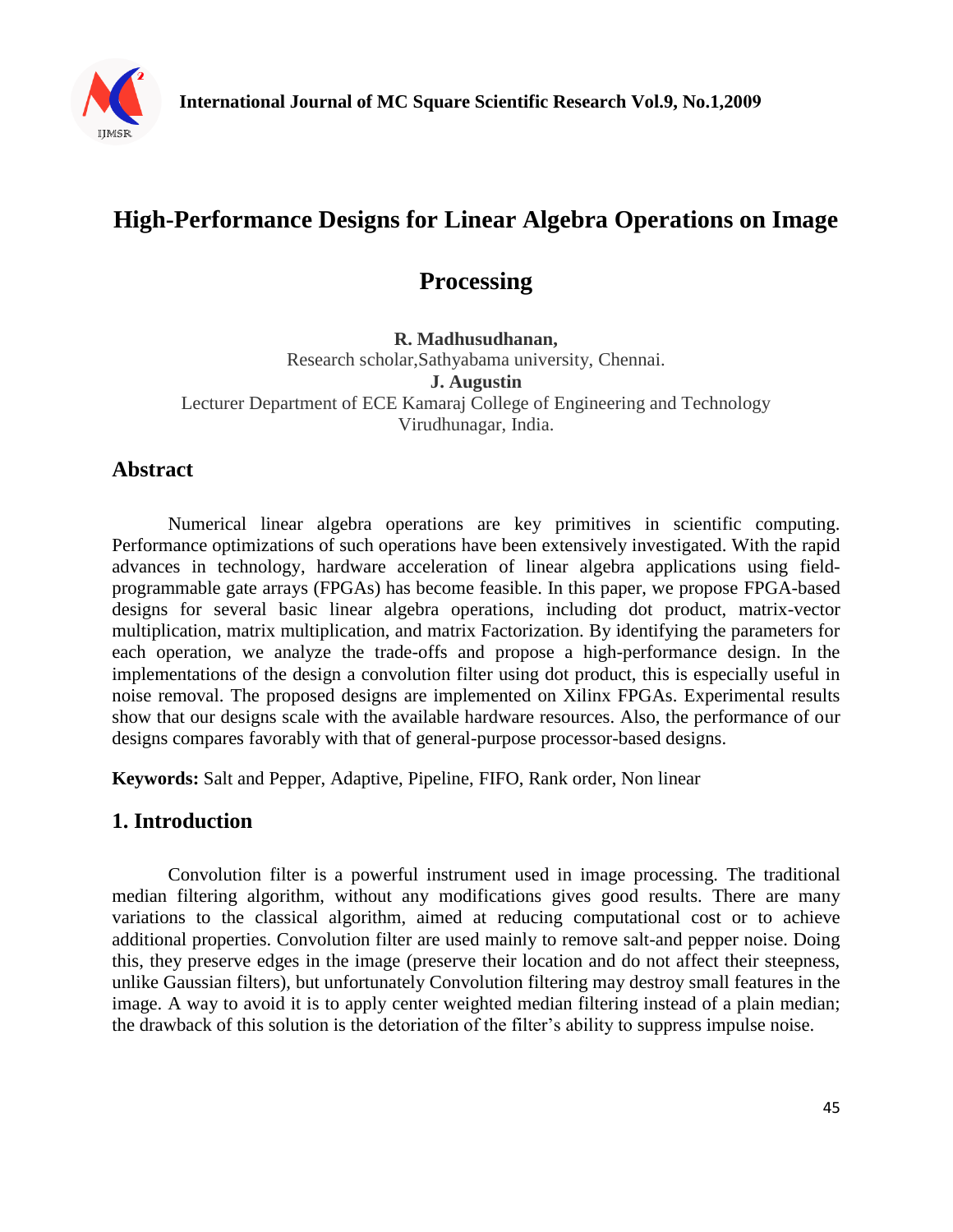# High-Performance Designs for Linear Algebra Operations on Image Processing

**R. Madhusudhanan,**
Research scholar,Sathyabama university, Chennai.
**J. Augustin**
Lecturer Department of ECE Kamaraj College of Engineering and Technology
Virudhunagar, India.

## Abstract

Numerical linear algebra operations are key primitives in scientific computing. Performance optimizations of such operations have been extensively investigated. With the rapid advances in technology, hardware acceleration of linear algebra applications using field-programmable gate arrays (FPGAs) has become feasible. In this paper, we propose FPGA-based designs for several basic linear algebra operations, including dot product, matrix-vector multiplication, matrix multiplication, and matrix Factorization. By identifying the parameters for each operation, we analyze the trade-offs and propose a high-performance design. In the implementations of the design a convolution filter using dot product, this is especially useful in noise removal. The proposed designs are implemented on Xilinx FPGAs. Experimental results show that our designs scale with the available hardware resources. Also, the performance of our designs compares favorably with that of general-purpose processor-based designs.

**Keywords:** Salt and Pepper, Adaptive, Pipeline, FIFO, Rank order, Non linear

## 1. Introduction

Convolution filter is a powerful instrument used in image processing. The traditional median filtering algorithm, without any modifications gives good results. There are many variations to the classical algorithm, aimed at reducing computational cost or to achieve additional properties. Convolution filter are used mainly to remove salt-and pepper noise. Doing this, they preserve edges in the image (preserve their location and do not affect their steepness, unlike Gaussian filters), but unfortunately Convolution filtering may destroy small features in the image. A way to avoid it is to apply center weighted median filtering instead of a plain median; the drawback of this solution is the detoriation of the filter's ability to suppress impulse noise.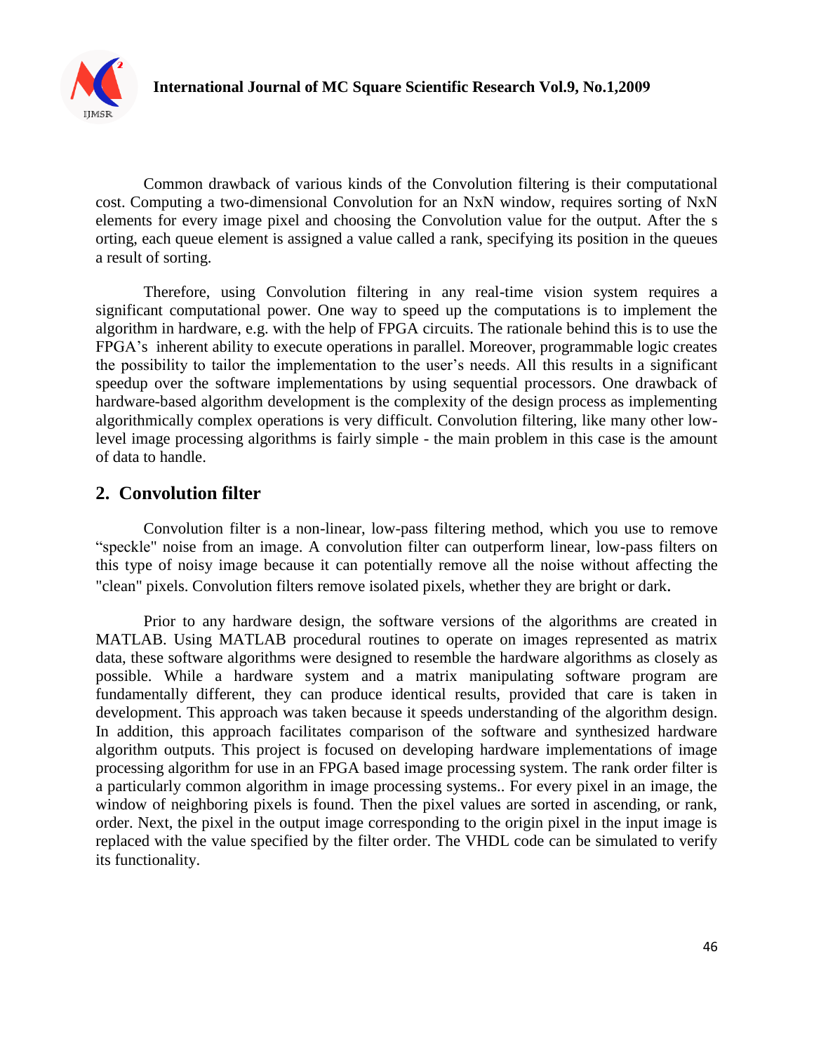Common drawback of various kinds of the Convolution filtering is their computational cost. Computing a two-dimensional Convolution for an NxN window, requires sorting of NxN elements for every image pixel and choosing the Convolution value for the output. After the s orting, each queue element is assigned a value called a rank, specifying its position in the queues a result of sorting.

Therefore, using Convolution filtering in any real-time vision system requires a significant computational power. One way to speed up the computations is to implement the algorithm in hardware, e.g. with the help of FPGA circuits. The rationale behind this is to use the FPGA's inherent ability to execute operations in parallel. Moreover, programmable logic creates the possibility to tailor the implementation to the user's needs. All this results in a significant speedup over the software implementations by using sequential processors. One drawback of hardware-based algorithm development is the complexity of the design process as implementing algorithmically complex operations is very difficult. Convolution filtering, like many other low-level image processing algorithms is fairly simple - the main problem in this case is the amount of data to handle.

## 2. Convolution filter

Convolution filter is a non-linear, low-pass filtering method, which you use to remove "speckle" noise from an image. A convolution filter can outperform linear, low-pass filters on this type of noisy image because it can potentially remove all the noise without affecting the "clean" pixels. Convolution filters remove isolated pixels, whether they are bright or dark.

Prior to any hardware design, the software versions of the algorithms are created in MATLAB. Using MATLAB procedural routines to operate on images represented as matrix data, these software algorithms were designed to resemble the hardware algorithms as closely as possible. While a hardware system and a matrix manipulating software program are fundamentally different, they can produce identical results, provided that care is taken in development. This approach was taken because it speeds understanding of the algorithm design. In addition, this approach facilitates comparison of the software and synthesized hardware algorithm outputs. This project is focused on developing hardware implementations of image processing algorithm for use in an FPGA based image processing system. The rank order filter is a particularly common algorithm in image processing systems.. For every pixel in an image, the window of neighboring pixels is found. Then the pixel values are sorted in ascending, or rank, order. Next, the pixel in the output image corresponding to the origin pixel in the input image is replaced with the value specified by the filter order. The VHDL code can be simulated to verify its functionality.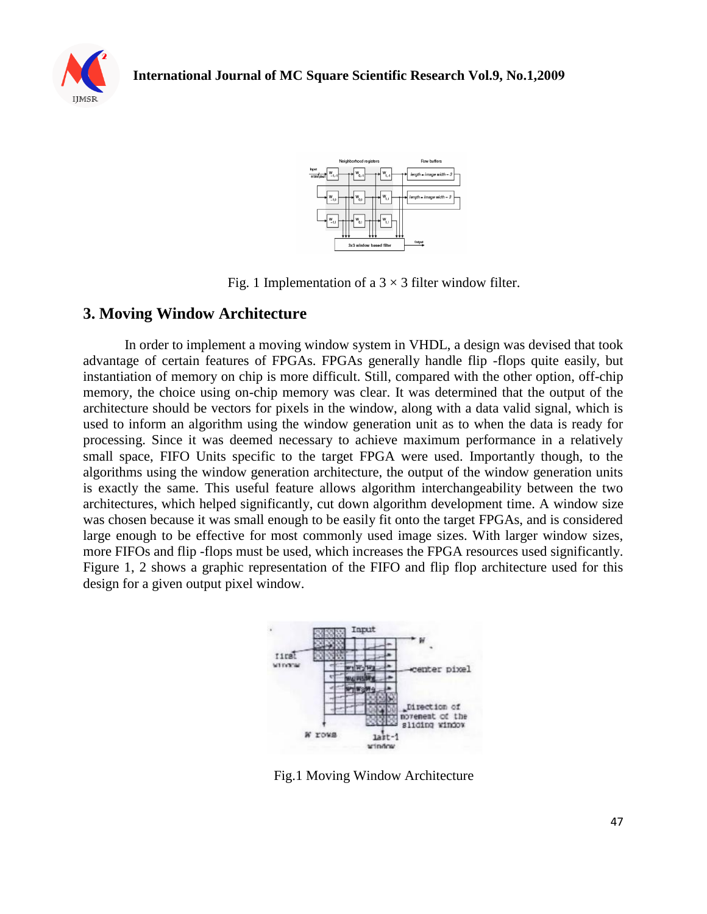Fig. 1 Implementation of a 3 × 3 filter window filter.

## 3. Moving Window Architecture

In order to implement a moving window system in VHDL, a design was devised that took advantage of certain features of FPGAs. FPGAs generally handle flip -flops quite easily, but instantiation of memory on chip is more difficult. Still, compared with the other option, off-chip memory, the choice using on-chip memory was clear. It was determined that the output of the architecture should be vectors for pixels in the window, along with a data valid signal, which is used to inform an algorithm using the window generation unit as to when the data is ready for processing. Since it was deemed necessary to achieve maximum performance in a relatively small space, FIFO Units specific to the target FPGA were used. Importantly though, to the algorithms using the window generation architecture, the output of the window generation units is exactly the same. This useful feature allows algorithm interchangeability between the two architectures, which helped significantly, cut down algorithm development time. A window size was chosen because it was small enough to be easily fit onto the target FPGAs, and is considered large enough to be effective for most commonly used image sizes. With larger window sizes, more FIFOs and flip -flops must be used, which increases the FPGA resources used significantly. Figure 1, 2 shows a graphic representation of the FIFO and flip flop architecture used for this design for a given output pixel window.

Fig.1 Moving Window Architecture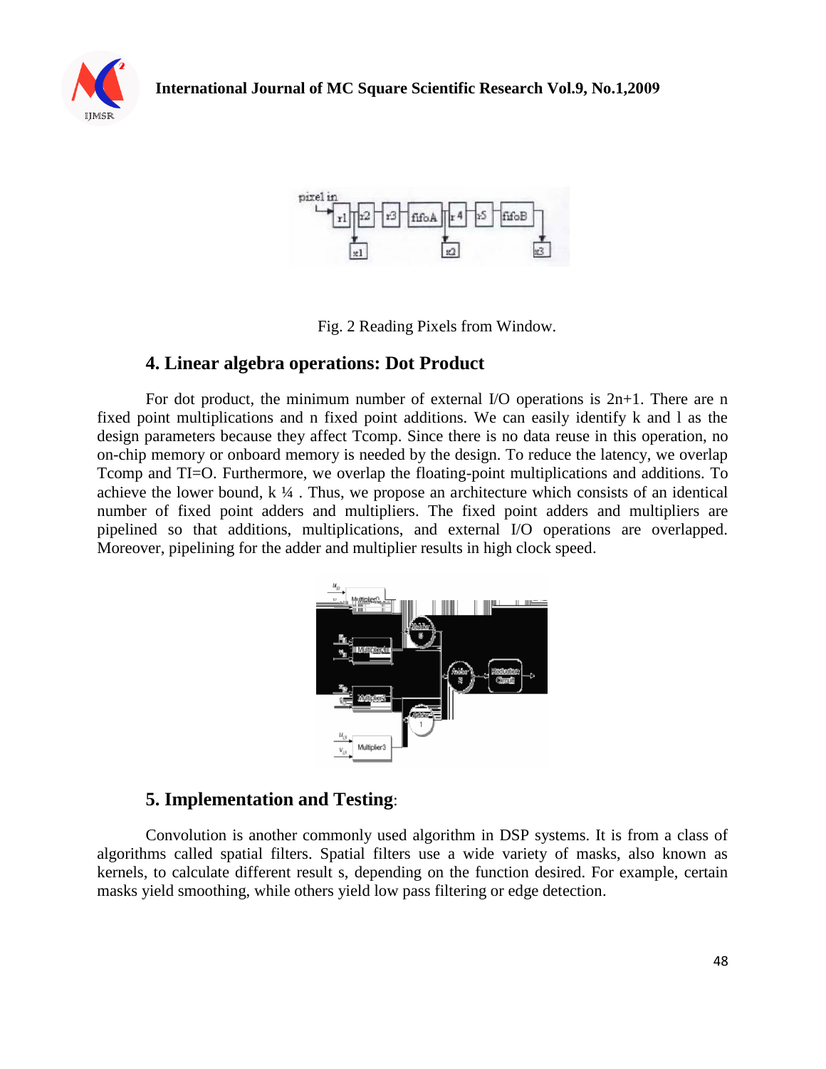Fig. 2 Reading Pixels from Window.

## 4. Linear algebra operations: Dot Product

For dot product, the minimum number of external I/O operations is 2n+1. There are n fixed point multiplications and n fixed point additions. We can easily identify k and l as the design parameters because they affect Tcomp. Since there is no data reuse in this operation, no on-chip memory or onboard memory is needed by the design. To reduce the latency, we overlap Tcomp and TI=O. Furthermore, we overlap the floating-point multiplications and additions. To achieve the lower bound, k ¼ . Thus, we propose an architecture which consists of an identical number of fixed point adders and multipliers. The fixed point adders and multipliers are pipelined so that additions, multiplications, and external I/O operations are overlapped. Moreover, pipelining for the adder and multiplier results in high clock speed.

## 5. Implementation and Testing:

Convolution is another commonly used algorithm in DSP systems. It is from a class of algorithms called spatial filters. Spatial filters use a wide variety of masks, also known as kernels, to calculate different result s, depending on the function desired. For example, certain masks yield smoothing, while others yield low pass filtering or edge detection.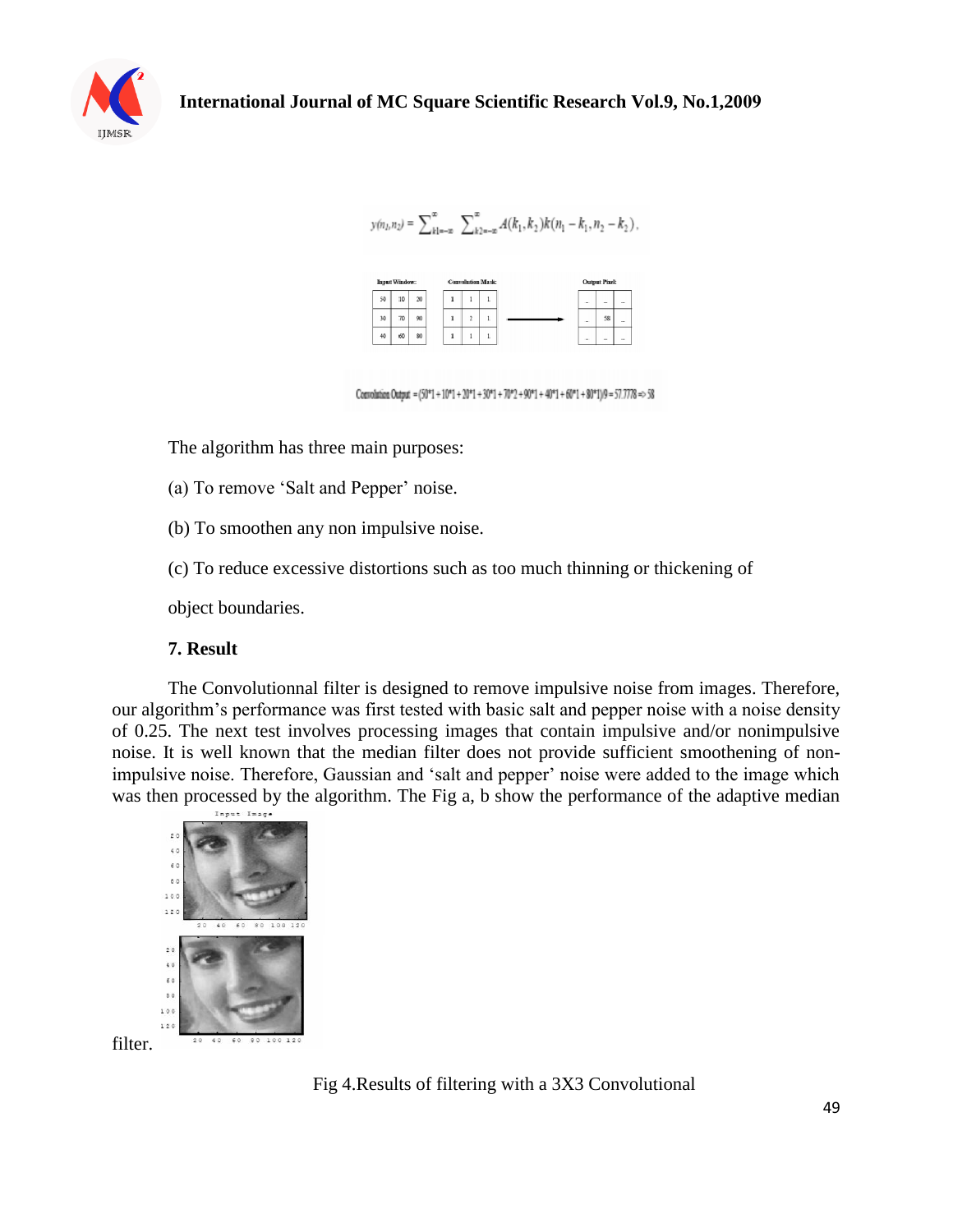$$y(n_1,n_2) = \sum_{k1=-\infty}^{\infty} \sum_{k2=-\infty}^{\infty} A(k_1,k_2)k(n_1-k_1,n_2-k_2).$$

Input Window:

| | | |
|---|---|---|
| 50 | 10 | 20 |
| 30 | 70 | 90 |
| 40 | 60 | 80 |

Convolution Mask:

| | | |
|---|---|---|
| 1 | 1 | 1 |
| 1 | 2 | 1 |
| 1 | 1 | 1 |

Output Pixel:

| | | |
|---|---|---|
| _ | _ | _ |
| _ | 58 | _ |
| _ | _ | _ |

Convolution Output $= (50{*}1+10{*}1+20{*}1+30{*}1+70{*}2+90{*}1+40{*}1+60{*}1+80{*}1)/9 = 57.7778 \Rightarrow 58$

The algorithm has three main purposes:

(a) To remove 'Salt and Pepper' noise.

(b) To smoothen any non impulsive noise.

(c) To reduce excessive distortions such as too much thinning or thickening of object boundaries.

## 7. Result

The Convolutionnal filter is designed to remove impulsive noise from images. Therefore, our algorithm's performance was first tested with basic salt and pepper noise with a noise density of 0.25. The next test involves processing images that contain impulsive and/or nonimpulsive noise. It is well known that the median filter does not provide sufficient smoothening of non-impulsive noise. Therefore, Gaussian and 'salt and pepper' noise were added to the image which was then processed by the algorithm. The Fig a, b show the performance of the adaptive median filter.

Fig 4.Results of filtering with a 3X3 Convolutional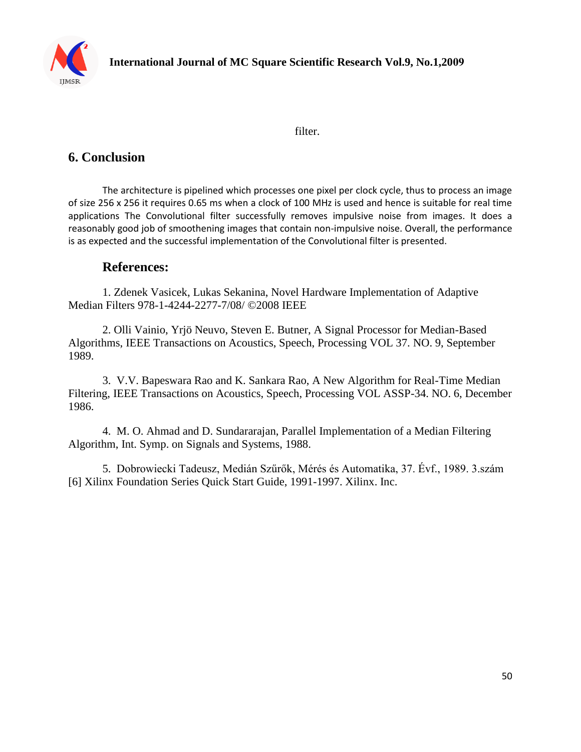filter.

## 6. Conclusion

The architecture is pipelined which processes one pixel per clock cycle, thus to process an image of size 256 x 256 it requires 0.65 ms when a clock of 100 MHz is used and hence is suitable for real time applications The Convolutional filter successfully removes impulsive noise from images. It does a reasonably good job of smoothening images that contain non-impulsive noise. Overall, the performance is as expected and the successful implementation of the Convolutional filter is presented.

### References:

1. Zdenek Vasicek, Lukas Sekanina, Novel Hardware Implementation of Adaptive Median Filters 978-1-4244-2277-7/08/ ©2008 IEEE

2. Olli Vainio, Yrjö Neuvo, Steven E. Butner, A Signal Processor for Median-Based Algorithms, IEEE Transactions on Acoustics, Speech, Processing VOL 37. NO. 9, September 1989.

3. V.V. Bapeswara Rao and K. Sankara Rao, A New Algorithm for Real-Time Median Filtering, IEEE Transactions on Acoustics, Speech, Processing VOL ASSP-34. NO. 6, December 1986.

4. M. O. Ahmad and D. Sundararajan, Parallel Implementation of a Median Filtering Algorithm, Int. Symp. on Signals and Systems, 1988.

5. Dobrowiecki Tadeusz, Medián Szűrők, Mérés és Automatika, 37. Évf., 1989. 3.szám
[6] Xilinx Foundation Series Quick Start Guide, 1991-1997. Xilinx. Inc.